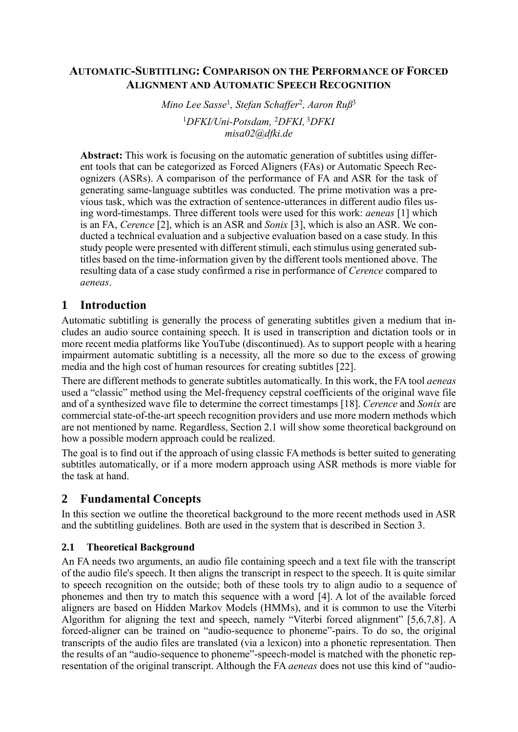# AUTOMATIC-SUBTITLING: COMPARISON ON THE PERFORMANCE OF FORCED ALIGNMENT AND AUTOMATIC SPEECH RECOGNITION

*Mino Lee Sasse*[1], *Stefan Schaffer*[2], *Aaron Ruß*[3]

[1]*DFKI/Uni-Potsdam*, [2]*DFKI*, [3]*DFKI*
*misa02@dfki.de*

**Abstract:** This work is focusing on the automatic generation of subtitles using different tools that can be categorized as Forced Aligners (FAs) or Automatic Speech Recognizers (ASRs). A comparison of the performance of FA and ASR for the task of generating same-language subtitles was conducted. The prime motivation was a previous task, which was the extraction of sentence-utterances in different audio files using word-timestamps. Three different tools were used for this work: *aeneas* [1] which is an FA, *Cerence* [2], which is an ASR and *Sonix* [3], which is also an ASR. We conducted a technical evaluation and a subjective evaluation based on a case study. In this study people were presented with different stimuli, each stimulus using generated subtitles based on the time-information given by the different tools mentioned above. The resulting data of a case study confirmed a rise in performance of *Cerence* compared to *aeneas*.

## 1 Introduction

Automatic subtitling is generally the process of generating subtitles given a medium that includes an audio source containing speech. It is used in transcription and dictation tools or in more recent media platforms like YouTube (discontinued). As to support people with a hearing impairment automatic subtitling is a necessity, all the more so due to the excess of growing media and the high cost of human resources for creating subtitles [22].

There are different methods to generate subtitles automatically. In this work, the FA tool *aeneas* used a "classic" method using the Mel-frequency cepstral coefficients of the original wave file and of a synthesized wave file to determine the correct timestamps [18]. *Cerence* and *Sonix* are commercial state-of-the-art speech recognition providers and use more modern methods which are not mentioned by name. Regardless, Section 2.1 will show some theoretical background on how a possible modern approach could be realized.

The goal is to find out if the approach of using classic FA methods is better suited to generating subtitles automatically, or if a more modern approach using ASR methods is more viable for the task at hand.

## 2 Fundamental Concepts

In this section we outline the theoretical background to the more recent methods used in ASR and the subtitling guidelines. Both are used in the system that is described in Section 3.

### 2.1 Theoretical Background

An FA needs two arguments, an audio file containing speech and a text file with the transcript of the audio file's speech. It then aligns the transcript in respect to the speech. It is quite similar to speech recognition on the outside; both of these tools try to align audio to a sequence of phonemes and then try to match this sequence with a word [4]. A lot of the available forced aligners are based on Hidden Markov Models (HMMs), and it is common to use the Viterbi Algorithm for aligning the text and speech, namely "Viterbi forced alignment" [5,6,7,8]. A forced-aligner can be trained on "audio-sequence to phoneme"-pairs. To do so, the original transcripts of the audio files are translated (via a lexicon) into a phonetic representation. Then the results of an "audio-sequence to phoneme"-speech-model is matched with the phonetic representation of the original transcript. Although the FA *aeneas* does not use this kind of "audio-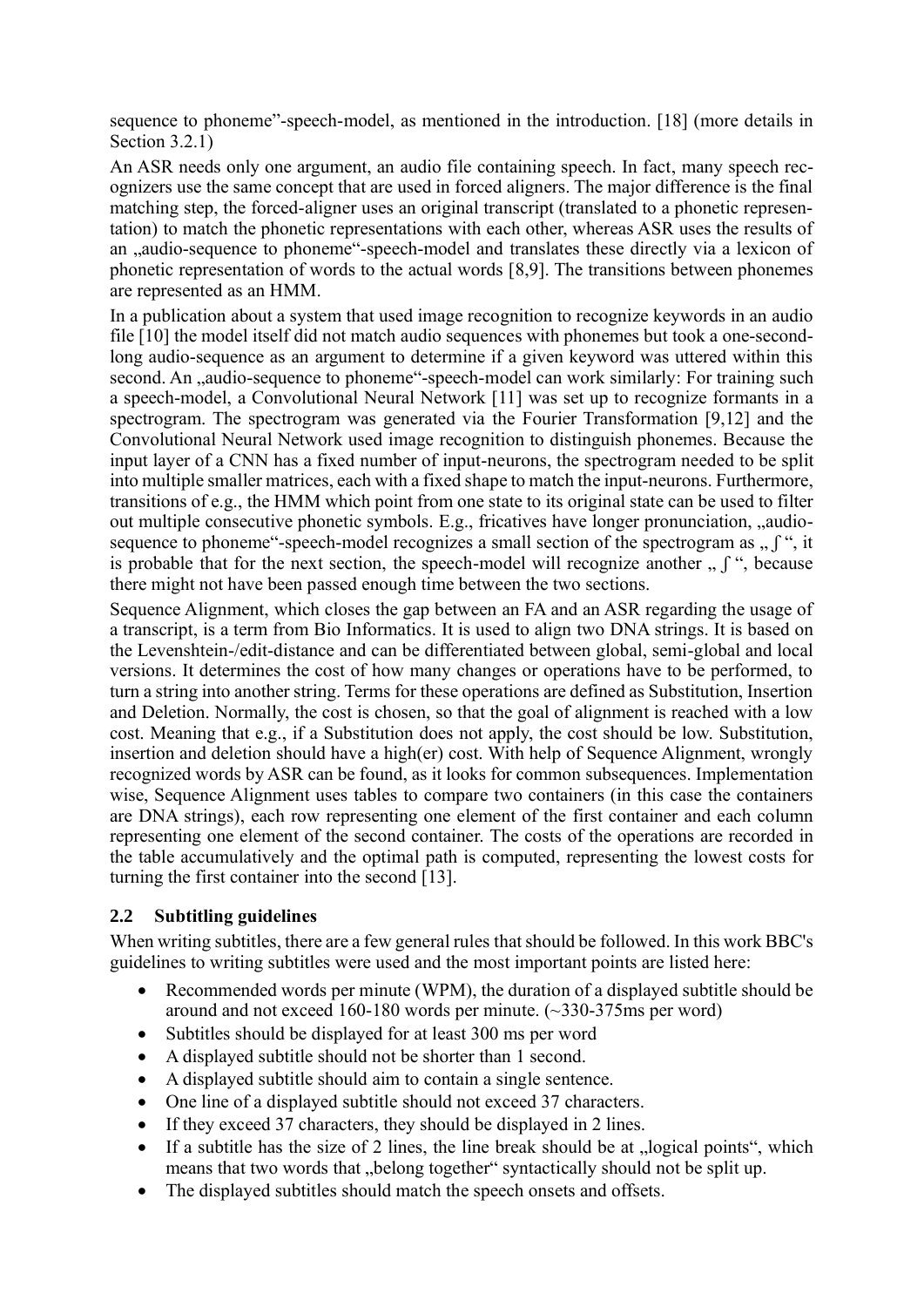sequence to phoneme"-speech-model, as mentioned in the introduction. [18] (more details in Section 3.2.1)

An ASR needs only one argument, an audio file containing speech. In fact, many speech recognizers use the same concept that are used in forced aligners. The major difference is the final matching step, the forced-aligner uses an original transcript (translated to a phonetic representation) to match the phonetic representations with each other, whereas ASR uses the results of an „audio-sequence to phoneme"-speech-model and translates these directly via a lexicon of phonetic representation of words to the actual words [8,9]. The transitions between phonemes are represented as an HMM.

In a publication about a system that used image recognition to recognize keywords in an audio file [10] the model itself did not match audio sequences with phonemes but took a one-second-long audio-sequence as an argument to determine if a given keyword was uttered within this second. An „audio-sequence to phoneme"-speech-model can work similarly: For training such a speech-model, a Convolutional Neural Network [11] was set up to recognize formants in a spectrogram. The spectrogram was generated via the Fourier Transformation [9,12] and the Convolutional Neural Network used image recognition to distinguish phonemes. Because the input layer of a CNN has a fixed number of input-neurons, the spectrogram needed to be split into multiple smaller matrices, each with a fixed shape to match the input-neurons. Furthermore, transitions of e.g., the HMM which point from one state to its original state can be used to filter out multiple consecutive phonetic symbols. E.g., fricatives have longer pronunciation, „audio-sequence to phoneme"-speech-model recognizes a small section of the spectrogram as „ ʃ ", it is probable that for the next section, the speech-model will recognize another „ ʃ ", because there might not have been passed enough time between the two sections.

Sequence Alignment, which closes the gap between an FA and an ASR regarding the usage of a transcript, is a term from Bio Informatics. It is used to align two DNA strings. It is based on the Levenshtein-/edit-distance and can be differentiated between global, semi-global and local versions. It determines the cost of how many changes or operations have to be performed, to turn a string into another string. Terms for these operations are defined as Substitution, Insertion and Deletion. Normally, the cost is chosen, so that the goal of alignment is reached with a low cost. Meaning that e.g., if a Substitution does not apply, the cost should be low. Substitution, insertion and deletion should have a high(er) cost. With help of Sequence Alignment, wrongly recognized words by ASR can be found, as it looks for common subsequences. Implementation wise, Sequence Alignment uses tables to compare two containers (in this case the containers are DNA strings), each row representing one element of the first container and each column representing one element of the second container. The costs of the operations are recorded in the table accumulatively and the optimal path is computed, representing the lowest costs for turning the first container into the second [13].

## 2.2 Subtitling guidelines

When writing subtitles, there are a few general rules that should be followed. In this work BBC's guidelines to writing subtitles were used and the most important points are listed here:

- Recommended words per minute (WPM), the duration of a displayed subtitle should be around and not exceed 160-180 words per minute. (~330-375ms per word)
- Subtitles should be displayed for at least 300 ms per word
- A displayed subtitle should not be shorter than 1 second.
- A displayed subtitle should aim to contain a single sentence.
- One line of a displayed subtitle should not exceed 37 characters.
- If they exceed 37 characters, they should be displayed in 2 lines.
- If a subtitle has the size of 2 lines, the line break should be at „logical points", which means that two words that „belong together" syntactically should not be split up.
- The displayed subtitles should match the speech onsets and offsets.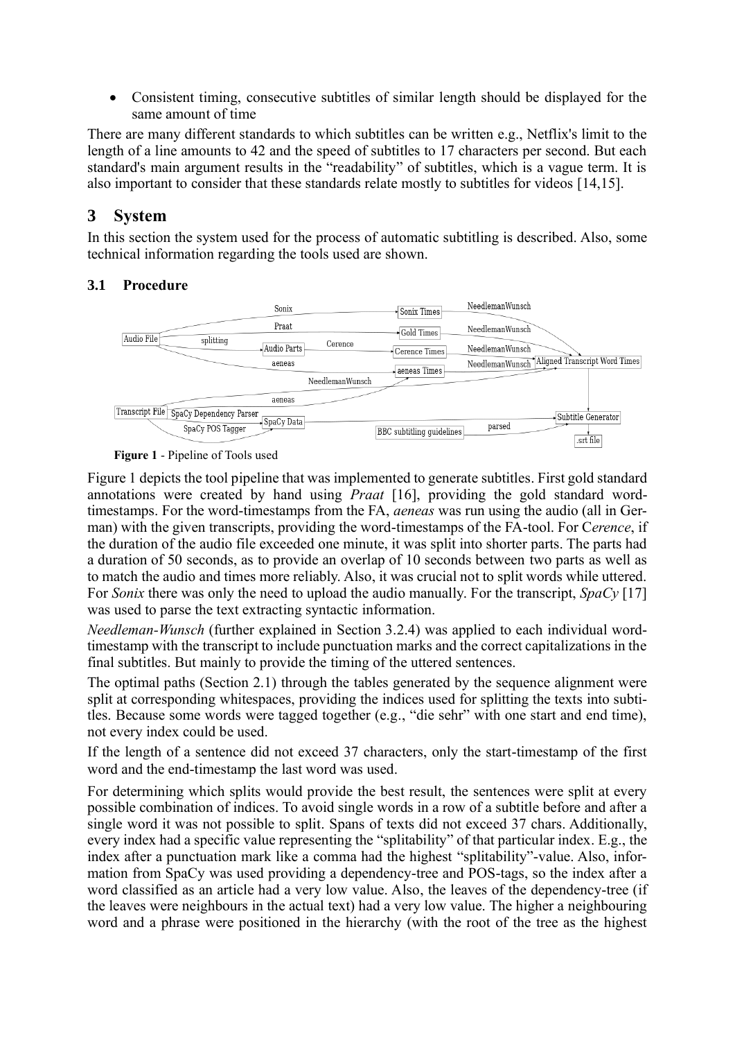- Consistent timing, consecutive subtitles of similar length should be displayed for the same amount of time

There are many different standards to which subtitles can be written e.g., Netflix's limit to the length of a line amounts to 42 and the speed of subtitles to 17 characters per second. But each standard's main argument results in the "readability" of subtitles, which is a vague term. It is also important to consider that these standards relate mostly to subtitles for videos [14,15].

# 3 System

In this section the system used for the process of automatic subtitling is described. Also, some technical information regarding the tools used are shown.

## 3.1 Procedure

**Figure 1** - Pipeline of Tools used

Figure 1 depicts the tool pipeline that was implemented to generate subtitles. First gold standard annotations were created by hand using *Praat* [16], providing the gold standard word-timestamps. For the word-timestamps from the FA, *aeneas* was run using the audio (all in German) with the given transcripts, providing the word-timestamps of the FA-tool. For C*erence*, if the duration of the audio file exceeded one minute, it was split into shorter parts. The parts had a duration of 50 seconds, as to provide an overlap of 10 seconds between two parts as well as to match the audio and times more reliably. Also, it was crucial not to split words while uttered. For *Sonix* there was only the need to upload the audio manually. For the transcript, *SpaCy* [17] was used to parse the text extracting syntactic information.

*Needleman-Wunsch* (further explained in Section 3.2.4) was applied to each individual word-timestamp with the transcript to include punctuation marks and the correct capitalizations in the final subtitles. But mainly to provide the timing of the uttered sentences.

The optimal paths (Section 2.1) through the tables generated by the sequence alignment were split at corresponding whitespaces, providing the indices used for splitting the texts into subtitles. Because some words were tagged together (e.g., "die sehr" with one start and end time), not every index could be used.

If the length of a sentence did not exceed 37 characters, only the start-timestamp of the first word and the end-timestamp the last word was used.

For determining which splits would provide the best result, the sentences were split at every possible combination of indices. To avoid single words in a row of a subtitle before and after a single word it was not possible to split. Spans of texts did not exceed 37 chars. Additionally, every index had a specific value representing the "splitability" of that particular index. E.g., the index after a punctuation mark like a comma had the highest "splitability"-value. Also, information from SpaCy was used providing a dependency-tree and POS-tags, so the index after a word classified as an article had a very low value. Also, the leaves of the dependency-tree (if the leaves were neighbours in the actual text) had a very low value. The higher a neighbouring word and a phrase were positioned in the hierarchy (with the root of the tree as the highest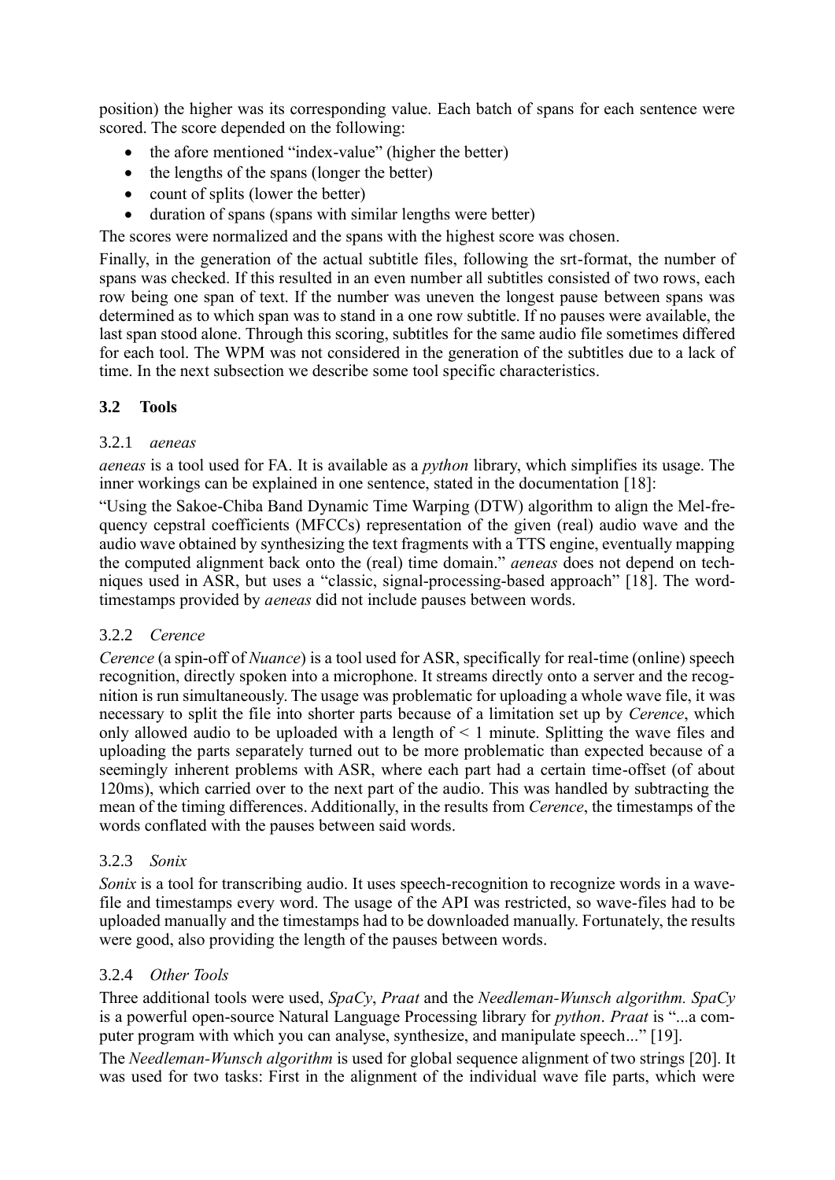position) the higher was its corresponding value. Each batch of spans for each sentence were scored. The score depended on the following:

- the afore mentioned “index-value” (higher the better)
- the lengths of the spans (longer the better)
- count of splits (lower the better)
- duration of spans (spans with similar lengths were better)

The scores were normalized and the spans with the highest score was chosen.

Finally, in the generation of the actual subtitle files, following the srt-format, the number of spans was checked. If this resulted in an even number all subtitles consisted of two rows, each row being one span of text. If the number was uneven the longest pause between spans was determined as to which span was to stand in a one row subtitle. If no pauses were available, the last span stood alone. Through this scoring, subtitles for the same audio file sometimes differed for each tool. The WPM was not considered in the generation of the subtitles due to a lack of time. In the next subsection we describe some tool specific characteristics.

### 3.2 Tools

#### 3.2.1 *aeneas*

*aeneas* is a tool used for FA. It is available as a *python* library, which simplifies its usage. The inner workings can be explained in one sentence, stated in the documentation [18]:

“Using the Sakoe-Chiba Band Dynamic Time Warping (DTW) algorithm to align the Mel-frequency cepstral coefficients (MFCCs) representation of the given (real) audio wave and the audio wave obtained by synthesizing the text fragments with a TTS engine, eventually mapping the computed alignment back onto the (real) time domain.” *aeneas* does not depend on techniques used in ASR, but uses a “classic, signal-processing-based approach” [18]. The word-timestamps provided by *aeneas* did not include pauses between words.

#### 3.2.2 *Cerence*

*Cerence* (a spin-off of *Nuance*) is a tool used for ASR, specifically for real-time (online) speech recognition, directly spoken into a microphone. It streams directly onto a server and the recognition is run simultaneously. The usage was problematic for uploading a whole wave file, it was necessary to split the file into shorter parts because of a limitation set up by *Cerence*, which only allowed audio to be uploaded with a length of < 1 minute. Splitting the wave files and uploading the parts separately turned out to be more problematic than expected because of a seemingly inherent problems with ASR, where each part had a certain time-offset (of about 120ms), which carried over to the next part of the audio. This was handled by subtracting the mean of the timing differences. Additionally, in the results from *Cerence*, the timestamps of the words conflated with the pauses between said words.

#### 3.2.3 *Sonix*

*Sonix* is a tool for transcribing audio. It uses speech-recognition to recognize words in a wave-file and timestamps every word. The usage of the API was restricted, so wave-files had to be uploaded manually and the timestamps had to be downloaded manually. Fortunately, the results were good, also providing the length of the pauses between words.

#### 3.2.4 *Other Tools*

Three additional tools were used, *SpaCy*, *Praat* and the *Needleman-Wunsch algorithm*. *SpaCy* is a powerful open-source Natural Language Processing library for *python*. *Praat* is “...a computer program with which you can analyse, synthesize, and manipulate speech...” [19].

The *Needleman-Wunsch algorithm* is used for global sequence alignment of two strings [20]. It was used for two tasks: First in the alignment of the individual wave file parts, which were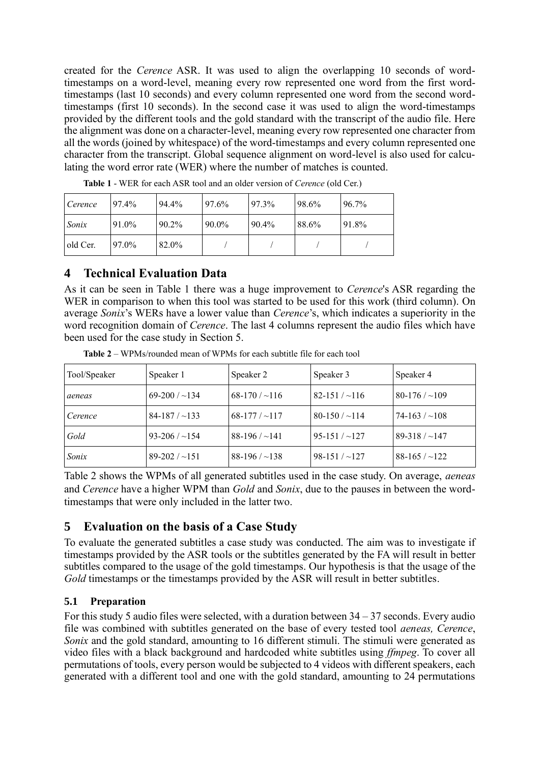created for the *Cerence* ASR. It was used to align the overlapping 10 seconds of word-timestamps on a word-level, meaning every row represented one word from the first word-timestamps (last 10 seconds) and every column represented one word from the second word-timestamps (first 10 seconds). In the second case it was used to align the word-timestamps provided by the different tools and the gold standard with the transcript of the audio file. Here the alignment was done on a character-level, meaning every row represented one character from all the words (joined by whitespace) of the word-timestamps and every column represented one character from the transcript. Global sequence alignment on word-level is also used for calculating the word error rate (WER) where the number of matches is counted.

**Table 1** - WER for each ASR tool and an older version of *Cerence* (old Cer.)

| | | | | | | |
|---|---|---|---|---|---|---|
| *Cerence* | 97.4% | 94.4% | 97.6% | 97.3% | 98.6% | 96.7% |
| *Sonix* | 91.0% | 90.2% | 90.0% | 90.4% | 88.6% | 91.8% |
| old Cer. | 97.0% | 82.0% | / | / | / | / |

# 4 Technical Evaluation Data

As it can be seen in Table 1 there was a huge improvement to *Cerence*'s ASR regarding the WER in comparison to when this tool was started to be used for this work (third column). On average *Sonix*'s WERs have a lower value than *Cerence*'s, which indicates a superiority in the word recognition domain of *Cerence*. The last 4 columns represent the audio files which have been used for the case study in Section 5.

**Table 2** – WPMs/rounded mean of WPMs for each subtitle file for each tool

| Tool/Speaker | Speaker 1 | Speaker 2 | Speaker 3 | Speaker 4 |
|---|---|---|---|---|
| *aeneas* | 69-200 / ~134 | 68-170 / ~116 | 82-151 / ~116 | 80-176 / ~109 |
| *Cerence* | 84-187 / ~133 | 68-177 / ~117 | 80-150 / ~114 | 74-163 / ~108 |
| *Gold* | 93-206 / ~154 | 88-196 / ~141 | 95-151 / ~127 | 89-318 / ~147 |
| *Sonix* | 89-202 / ~151 | 88-196 / ~138 | 98-151 / ~127 | 88-165 / ~122 |

Table 2 shows the WPMs of all generated subtitles used in the case study. On average, *aeneas* and *Cerence* have a higher WPM than *Gold* and *Sonix*, due to the pauses in between the word-timestamps that were only included in the latter two.

# 5 Evaluation on the basis of a Case Study

To evaluate the generated subtitles a case study was conducted. The aim was to investigate if timestamps provided by the ASR tools or the subtitles generated by the FA will result in better subtitles compared to the usage of the gold timestamps. Our hypothesis is that the usage of the *Gold* timestamps or the timestamps provided by the ASR will result in better subtitles.

## 5.1 Preparation

For this study 5 audio files were selected, with a duration between 34 – 37 seconds. Every audio file was combined with subtitles generated on the base of every tested tool *aeneas, Cerence*, *Sonix* and the gold standard, amounting to 16 different stimuli. The stimuli were generated as video files with a black background and hardcoded white subtitles using *ffmpeg*. To cover all permutations of tools, every person would be subjected to 4 videos with different speakers, each generated with a different tool and one with the gold standard, amounting to 24 permutations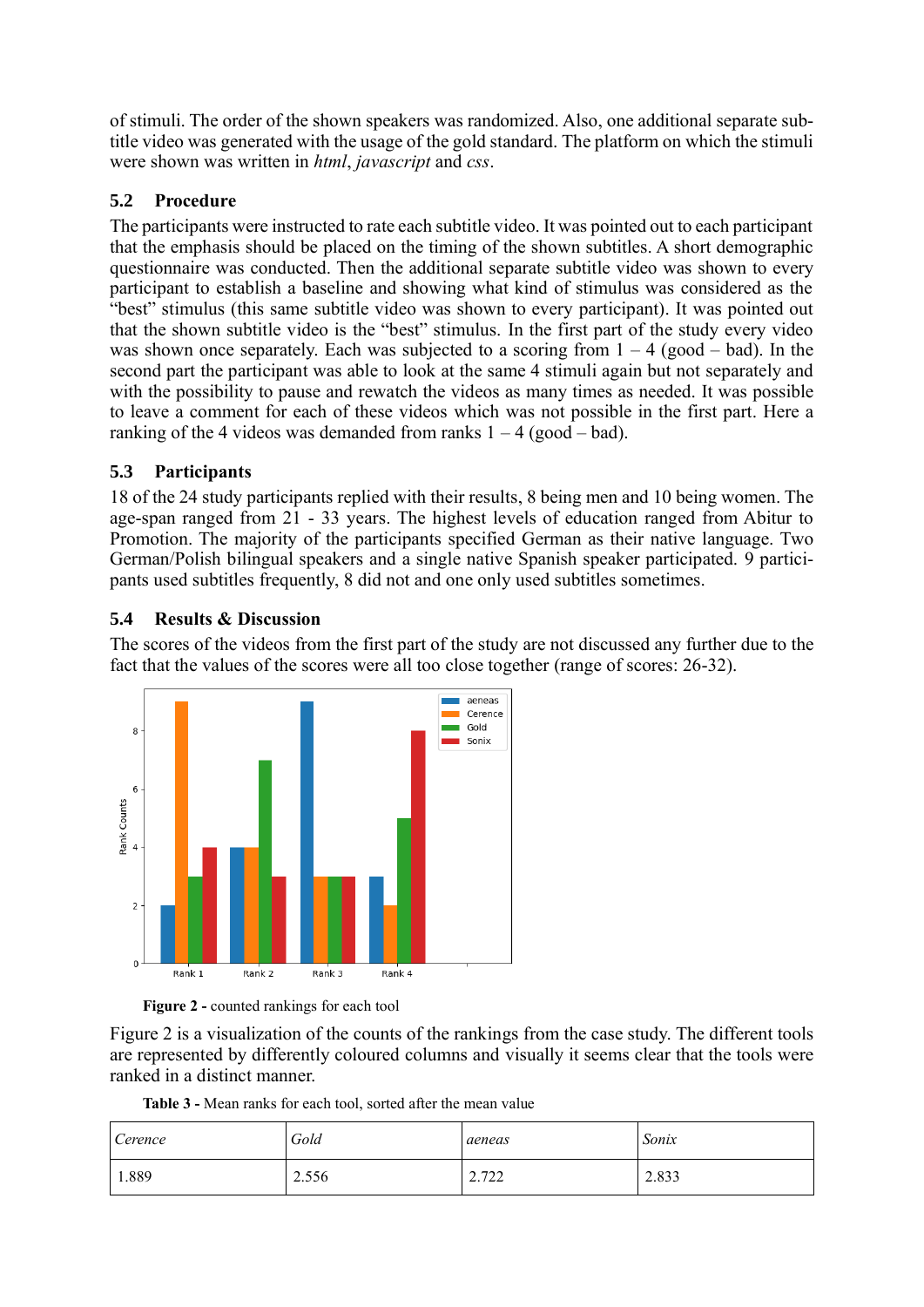of stimuli. The order of the shown speakers was randomized. Also, one additional separate subtitle video was generated with the usage of the gold standard. The platform on which the stimuli were shown was written in *html*, *javascript* and *css*.

### 5.2 Procedure

The participants were instructed to rate each subtitle video. It was pointed out to each participant that the emphasis should be placed on the timing of the shown subtitles. A short demographic questionnaire was conducted. Then the additional separate subtitle video was shown to every participant to establish a baseline and showing what kind of stimulus was considered as the "best" stimulus (this same subtitle video was shown to every participant). It was pointed out that the shown subtitle video is the "best" stimulus. In the first part of the study every video was shown once separately. Each was subjected to a scoring from 1 – 4 (good – bad). In the second part the participant was able to look at the same 4 stimuli again but not separately and with the possibility to pause and rewatch the videos as many times as needed. It was possible to leave a comment for each of these videos which was not possible in the first part. Here a ranking of the 4 videos was demanded from ranks 1 – 4 (good – bad).

### 5.3 Participants

18 of the 24 study participants replied with their results, 8 being men and 10 being women. The age-span ranged from 21 - 33 years. The highest levels of education ranged from Abitur to Promotion. The majority of the participants specified German as their native language. Two German/Polish bilingual speakers and a single native Spanish speaker participated. 9 participants used subtitles frequently, 8 did not and one only used subtitles sometimes.

### 5.4 Results & Discussion

The scores of the videos from the first part of the study are not discussed any further due to the fact that the values of the scores were all too close together (range of scores: 26-32).

**Figure 2 -** counted rankings for each tool

Figure 2 is a visualization of the counts of the rankings from the case study. The different tools are represented by differently coloured columns and visually it seems clear that the tools were ranked in a distinct manner.

**Table 3 -** Mean ranks for each tool, sorted after the mean value

| *Cerence* | *Gold* | *aeneas* | *Sonix* |
| --- | --- | --- | --- |
| 1.889 | 2.556 | 2.722 | 2.833 |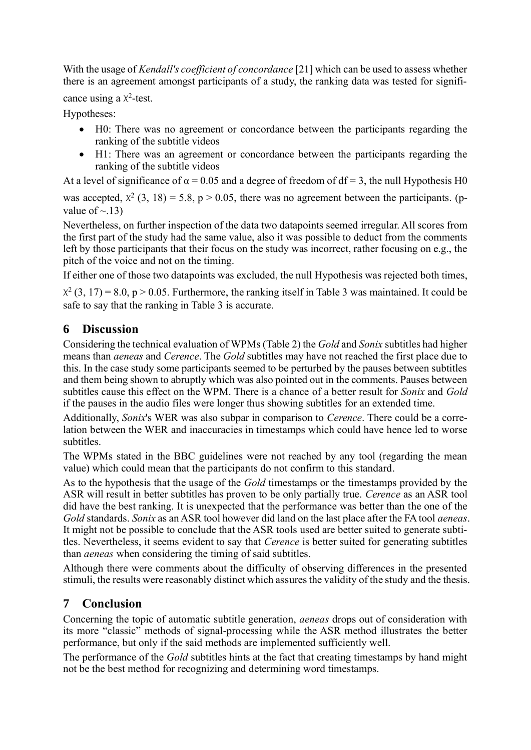With the usage of *Kendall's coefficient of concordance* [21] which can be used to assess whether there is an agreement amongst participants of a study, the ranking data was tested for significance using a $\chi^2$-test.

Hypotheses:

- H0: There was no agreement or concordance between the participants regarding the ranking of the subtitle videos
- H1: There was an agreement or concordance between the participants regarding the ranking of the subtitle videos

At a level of significance of $\alpha = 0.05$ and a degree of freedom of $df = 3$, the null Hypothesis H0 was accepted, $\chi^2$ (3, 18) = 5.8, $p > 0.05$, there was no agreement between the participants. (p-value of ~.13)

Nevertheless, on further inspection of the data two datapoints seemed irregular. All scores from the first part of the study had the same value, also it was possible to deduct from the comments left by those participants that their focus on the study was incorrect, rather focusing on e.g., the pitch of the voice and not on the timing.

If either one of those two datapoints was excluded, the null Hypothesis was rejected both times, $\chi^2$ (3, 17) = 8.0, $p > 0.05$. Furthermore, the ranking itself in Table 3 was maintained. It could be safe to say that the ranking in Table 3 is accurate.

# 6 Discussion

Considering the technical evaluation of WPMs (Table 2) the *Gold* and *Sonix* subtitles had higher means than *aeneas* and *Cerence*. The *Gold* subtitles may have not reached the first place due to this. In the case study some participants seemed to be perturbed by the pauses between subtitles and them being shown to abruptly which was also pointed out in the comments. Pauses between subtitles cause this effect on the WPM. There is a chance of a better result for *Sonix* and *Gold* if the pauses in the audio files were longer thus showing subtitles for an extended time.

Additionally, *Sonix*'s WER was also subpar in comparison to *Cerence*. There could be a correlation between the WER and inaccuracies in timestamps which could have hence led to worse subtitles.

The WPMs stated in the BBC guidelines were not reached by any tool (regarding the mean value) which could mean that the participants do not confirm to this standard.

As to the hypothesis that the usage of the *Gold* timestamps or the timestamps provided by the ASR will result in better subtitles has proven to be only partially true. *Cerence* as an ASR tool did have the best ranking. It is unexpected that the performance was better than the one of the *Gold* standards. *Sonix* as an ASR tool however did land on the last place after the FA tool *aeneas*. It might not be possible to conclude that the ASR tools used are better suited to generate subtitles. Nevertheless, it seems evident to say that *Cerence* is better suited for generating subtitles than *aeneas* when considering the timing of said subtitles.

Although there were comments about the difficulty of observing differences in the presented stimuli, the results were reasonably distinct which assures the validity of the study and the thesis.

# 7 Conclusion

Concerning the topic of automatic subtitle generation, *aeneas* drops out of consideration with its more "classic" methods of signal-processing while the ASR method illustrates the better performance, but only if the said methods are implemented sufficiently well.

The performance of the *Gold* subtitles hints at the fact that creating timestamps by hand might not be the best method for recognizing and determining word timestamps.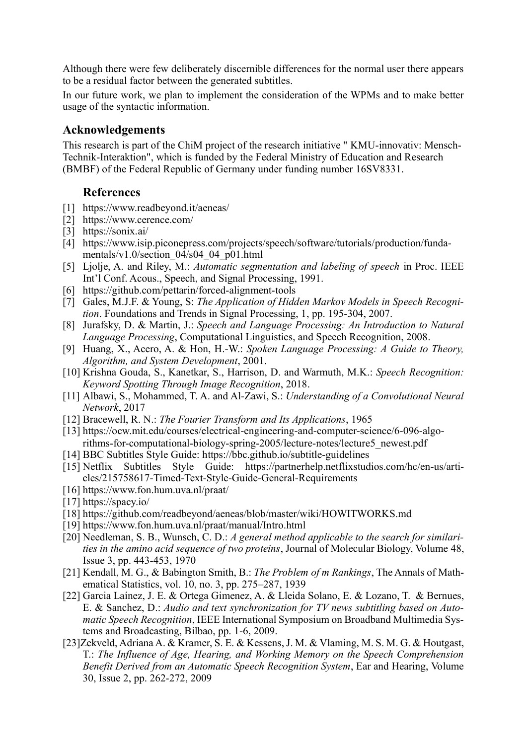Although there were few deliberately discernible differences for the normal user there appears to be a residual factor between the generated subtitles.

In our future work, we plan to implement the consideration of the WPMs and to make better usage of the syntactic information.

## Acknowledgements

This research is part of the ChiM project of the research initiative " KMU-innovativ: Mensch-Technik-Interaktion", which is funded by the Federal Ministry of Education and Research (BMBF) of the Federal Republic of Germany under funding number 16SV8331.

## References

[1] https://www.readbeyond.it/aeneas/

[2] https://www.cerence.com/

[3] https://sonix.ai/

[4] https://www.isip.piconepress.com/projects/speech/software/tutorials/production/fundamentals/v1.0/section_04/s04_04_p01.html

[5] Ljolje, A. and Riley, M.: *Automatic segmentation and labeling of speech* in Proc. IEEE Int'l Conf. Acous., Speech, and Signal Processing, 1991.

[6] https://github.com/pettarin/forced-alignment-tools

[7] Gales, M.J.F. & Young, S: *The Application of Hidden Markov Models in Speech Recognition*. Foundations and Trends in Signal Processing, 1, pp. 195-304, 2007.

[8] Jurafsky, D. & Martin, J.: *Speech and Language Processing: An Introduction to Natural Language Processing*, Computational Linguistics, and Speech Recognition, 2008.

[9] Huang, X., Acero, A. & Hon, H.-W.: *Spoken Language Processing: A Guide to Theory, Algorithm, and System Development*, 2001.

[10] Krishna Gouda, S., Kanetkar, S., Harrison, D. and Warmuth, M.K.: *Speech Recognition: Keyword Spotting Through Image Recognition*, 2018.

[11] Albawi, S., Mohammed, T. A. and Al-Zawi, S.: *Understanding of a Convolutional Neural Network*, 2017

[12] Bracewell, R. N.: *The Fourier Transform and Its Applications*, 1965

[13] https://ocw.mit.edu/courses/electrical-engineering-and-computer-science/6-096-algorithms-for-computational-biology-spring-2005/lecture-notes/lecture5_newest.pdf

[14] BBC Subtitles Style Guide: https://bbc.github.io/subtitle-guidelines

[15] Netflix Subtitles Style Guide: https://partnerhelp.netflixstudios.com/hc/en-us/articles/215758617-Timed-Text-Style-Guide-General-Requirements

[16] https://www.fon.hum.uva.nl/praat/

[17] https://spacy.io/

[18] https://github.com/readbeyond/aeneas/blob/master/wiki/HOWITWORKS.md

[19] https://www.fon.hum.uva.nl/praat/manual/Intro.html

[20] Needleman, S. B., Wunsch, C. D.: *A general method applicable to the search for similarities in the amino acid sequence of two proteins*, Journal of Molecular Biology, Volume 48, Issue 3, pp. 443-453, 1970

[21] Kendall, M. G., & Babington Smith, B.: *The Problem of m Rankings*, The Annals of Mathematical Statistics, vol. 10, no. 3, pp. 275–287, 1939

[22] Garcia Laínez, J. E. & Ortega Gimenez, A. & Lleida Solano, E. & Lozano, T. & Bernues, E. & Sanchez, D.: *Audio and text synchronization for TV news subtitling based on Automatic Speech Recognition*, IEEE International Symposium on Broadband Multimedia Systems and Broadcasting, Bilbao, pp. 1-6, 2009.

[23] Zekveld, Adriana A. & Kramer, S. E. & Kessens, J. M. & Vlaming, M. S. M. G. & Houtgast, T.: *The Influence of Age, Hearing, and Working Memory on the Speech Comprehension Benefit Derived from an Automatic Speech Recognition System*, Ear and Hearing, Volume 30, Issue 2, pp. 262-272, 2009